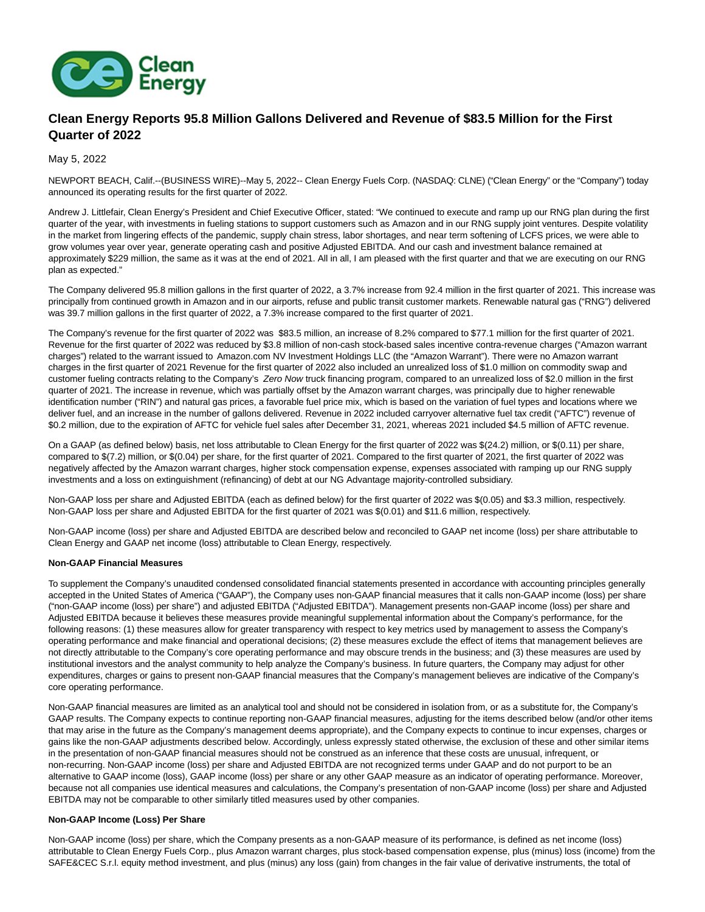# Clean Energy Reports 95.8 Million Gallons Delivered and Revenue of $83.5 Million for the First Quarter of 2022

May 5, 2022

NEWPORT BEACH, Calif.--(BUSINESS WIRE)--May 5, 2022-- Clean Energy Fuels Corp. (NASDAQ: CLNE) ("Clean Energy" or the "Company") today announced its operating results for the first quarter of 2022.

Andrew J. Littlefair, Clean Energy's President and Chief Executive Officer, stated: "We continued to execute and ramp up our RNG plan during the first quarter of the year, with investments in fueling stations to support customers such as Amazon and in our RNG supply joint ventures. Despite volatility in the market from lingering effects of the pandemic, supply chain stress, labor shortages, and near term softening of LCFS prices, we were able to grow volumes year over year, generate operating cash and positive Adjusted EBITDA. And our cash and investment balance remained at approximately $229 million, the same as it was at the end of 2021. All in all, I am pleased with the first quarter and that we are executing on our RNG plan as expected."

The Company delivered 95.8 million gallons in the first quarter of 2022, a 3.7% increase from 92.4 million in the first quarter of 2021. This increase was principally from continued growth in Amazon and in our airports, refuse and public transit customer markets. Renewable natural gas ("RNG") delivered was 39.7 million gallons in the first quarter of 2022, a 7.3% increase compared to the first quarter of 2021.

The Company's revenue for the first quarter of 2022 was $83.5 million, an increase of 8.2% compared to $77.1 million for the first quarter of 2021. Revenue for the first quarter of 2022 was reduced by $3.8 million of non-cash stock-based sales incentive contra-revenue charges ("Amazon warrant charges") related to the warrant issued to Amazon.com NV Investment Holdings LLC (the "Amazon Warrant"). There were no Amazon warrant charges in the first quarter of 2021 Revenue for the first quarter of 2022 also included an unrealized loss of $1.0 million on commodity swap and customer fueling contracts relating to the Company's *Zero Now* truck financing program, compared to an unrealized loss of $2.0 million in the first quarter of 2021. The increase in revenue, which was partially offset by the Amazon warrant charges, was principally due to higher renewable identification number ("RIN") and natural gas prices, a favorable fuel price mix, which is based on the variation of fuel types and locations where we deliver fuel, and an increase in the number of gallons delivered. Revenue in 2022 included carryover alternative fuel tax credit ("AFTC") revenue of $0.2 million, due to the expiration of AFTC for vehicle fuel sales after December 31, 2021, whereas 2021 included $4.5 million of AFTC revenue.

On a GAAP (as defined below) basis, net loss attributable to Clean Energy for the first quarter of 2022 was $(24.2) million, or $(0.11) per share, compared to $(7.2) million, or $(0.04) per share, for the first quarter of 2021. Compared to the first quarter of 2021, the first quarter of 2022 was negatively affected by the Amazon warrant charges, higher stock compensation expense, expenses associated with ramping up our RNG supply investments and a loss on extinguishment (refinancing) of debt at our NG Advantage majority-controlled subsidiary.

Non-GAAP loss per share and Adjusted EBITDA (each as defined below) for the first quarter of 2022 was $(0.05) and $3.3 million, respectively. Non-GAAP loss per share and Adjusted EBITDA for the first quarter of 2021 was $(0.01) and $11.6 million, respectively.

Non-GAAP income (loss) per share and Adjusted EBITDA are described below and reconciled to GAAP net income (loss) per share attributable to Clean Energy and GAAP net income (loss) attributable to Clean Energy, respectively.

**Non-GAAP Financial Measures**

To supplement the Company's unaudited condensed consolidated financial statements presented in accordance with accounting principles generally accepted in the United States of America ("GAAP"), the Company uses non-GAAP financial measures that it calls non-GAAP income (loss) per share ("non-GAAP income (loss) per share") and adjusted EBITDA ("Adjusted EBITDA"). Management presents non-GAAP income (loss) per share and Adjusted EBITDA because it believes these measures provide meaningful supplemental information about the Company's performance, for the following reasons: (1) these measures allow for greater transparency with respect to key metrics used by management to assess the Company's operating performance and make financial and operational decisions; (2) these measures exclude the effect of items that management believes are not directly attributable to the Company's core operating performance and may obscure trends in the business; and (3) these measures are used by institutional investors and the analyst community to help analyze the Company's business. In future quarters, the Company may adjust for other expenditures, charges or gains to present non-GAAP financial measures that the Company's management believes are indicative of the Company's core operating performance.

Non-GAAP financial measures are limited as an analytical tool and should not be considered in isolation from, or as a substitute for, the Company's GAAP results. The Company expects to continue reporting non-GAAP financial measures, adjusting for the items described below (and/or other items that may arise in the future as the Company's management deems appropriate), and the Company expects to continue to incur expenses, charges or gains like the non-GAAP adjustments described below. Accordingly, unless expressly stated otherwise, the exclusion of these and other similar items in the presentation of non-GAAP financial measures should not be construed as an inference that these costs are unusual, infrequent, or non-recurring. Non-GAAP income (loss) per share and Adjusted EBITDA are not recognized terms under GAAP and do not purport to be an alternative to GAAP income (loss), GAAP income (loss) per share or any other GAAP measure as an indicator of operating performance. Moreover, because not all companies use identical measures and calculations, the Company's presentation of non-GAAP income (loss) per share and Adjusted EBITDA may not be comparable to other similarly titled measures used by other companies.

**Non-GAAP Income (Loss) Per Share**

Non-GAAP income (loss) per share, which the Company presents as a non-GAAP measure of its performance, is defined as net income (loss) attributable to Clean Energy Fuels Corp., plus Amazon warrant charges, plus stock-based compensation expense, plus (minus) loss (income) from the SAFE&CEC S.r.l. equity method investment, and plus (minus) any loss (gain) from changes in the fair value of derivative instruments, the total of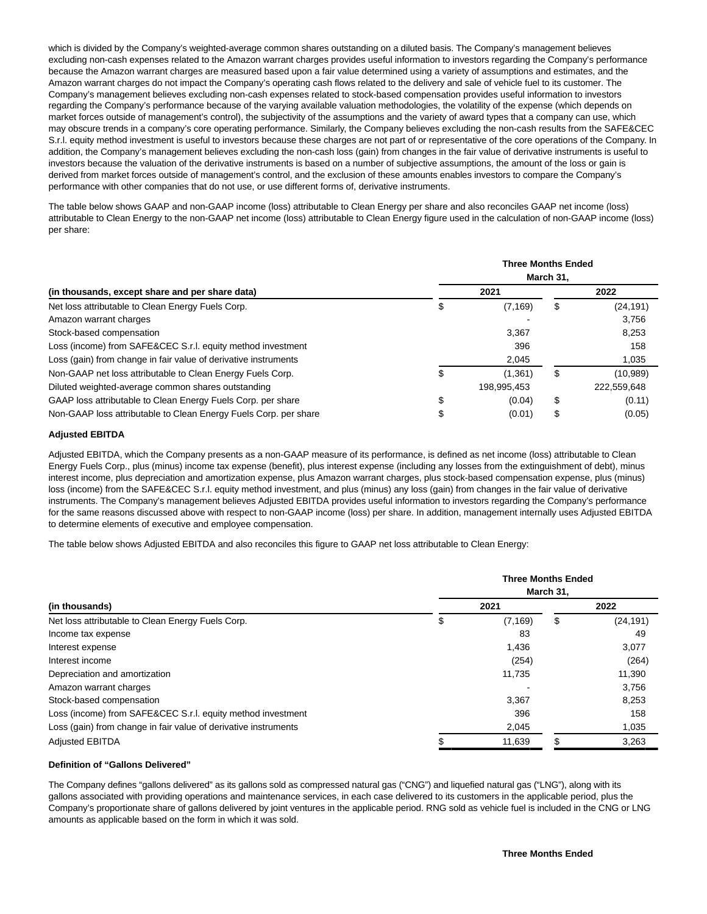which is divided by the Company's weighted-average common shares outstanding on a diluted basis. The Company's management believes excluding non-cash expenses related to the Amazon warrant charges provides useful information to investors regarding the Company's performance because the Amazon warrant charges are measured based upon a fair value determined using a variety of assumptions and estimates, and the Amazon warrant charges do not impact the Company's operating cash flows related to the delivery and sale of vehicle fuel to its customer. The Company's management believes excluding non-cash expenses related to stock-based compensation provides useful information to investors regarding the Company's performance because of the varying available valuation methodologies, the volatility of the expense (which depends on market forces outside of management's control), the subjectivity of the assumptions and the variety of award types that a company can use, which may obscure trends in a company's core operating performance. Similarly, the Company believes excluding the non-cash results from the SAFE&CEC S.r.l. equity method investment is useful to investors because these charges are not part of or representative of the core operations of the Company. In addition, the Company's management believes excluding the non-cash loss (gain) from changes in the fair value of derivative instruments is useful to investors because the valuation of the derivative instruments is based on a number of subjective assumptions, the amount of the loss or gain is derived from market forces outside of management's control, and the exclusion of these amounts enables investors to compare the Company's performance with other companies that do not use, or use different forms of, derivative instruments.

The table below shows GAAP and non-GAAP income (loss) attributable to Clean Energy per share and also reconciles GAAP net income (loss) attributable to Clean Energy to the non-GAAP net income (loss) attributable to Clean Energy figure used in the calculation of non-GAAP income (loss) per share:

| | Three Months Ended March 31, | |
|---|---|---|
| **(in thousands, except share and per share data)** | **2021** | **2022** |
| Net loss attributable to Clean Energy Fuels Corp. | $ (7,169) | $ (24,191) |
| Amazon warrant charges | - | 3,756 |
| Stock-based compensation | 3,367 | 8,253 |
| Loss (income) from SAFE&CEC S.r.l. equity method investment | 396 | 158 |
| Loss (gain) from change in fair value of derivative instruments | 2,045 | 1,035 |
| Non-GAAP net loss attributable to Clean Energy Fuels Corp. | $ (1,361) | $ (10,989) |
| Diluted weighted-average common shares outstanding | 198,995,453 | 222,559,648 |
| GAAP loss attributable to Clean Energy Fuels Corp. per share | $ (0.04) | $ (0.11) |
| Non-GAAP loss attributable to Clean Energy Fuels Corp. per share | $ (0.01) | $ (0.05) |

**Adjusted EBITDA**

Adjusted EBITDA, which the Company presents as a non-GAAP measure of its performance, is defined as net income (loss) attributable to Clean Energy Fuels Corp., plus (minus) income tax expense (benefit), plus interest expense (including any losses from the extinguishment of debt), minus interest income, plus depreciation and amortization expense, plus Amazon warrant charges, plus stock-based compensation expense, plus (minus) loss (income) from the SAFE&CEC S.r.l. equity method investment, and plus (minus) any loss (gain) from changes in the fair value of derivative instruments. The Company's management believes Adjusted EBITDA provides useful information to investors regarding the Company's performance for the same reasons discussed above with respect to non-GAAP income (loss) per share. In addition, management internally uses Adjusted EBITDA to determine elements of executive and employee compensation.

The table below shows Adjusted EBITDA and also reconciles this figure to GAAP net loss attributable to Clean Energy:

| | Three Months Ended March 31, | |
|---|---|---|
| **(in thousands)** | **2021** | **2022** |
| Net loss attributable to Clean Energy Fuels Corp. | $ (7,169) | $ (24,191) |
| Income tax expense | 83 | 49 |
| Interest expense | 1,436 | 3,077 |
| Interest income | (254) | (264) |
| Depreciation and amortization | 11,735 | 11,390 |
| Amazon warrant charges | - | 3,756 |
| Stock-based compensation | 3,367 | 8,253 |
| Loss (income) from SAFE&CEC S.r.l. equity method investment | 396 | 158 |
| Loss (gain) from change in fair value of derivative instruments | 2,045 | 1,035 |
| Adjusted EBITDA | $ 11,639 | $ 3,263 |

**Definition of "Gallons Delivered"**

The Company defines "gallons delivered" as its gallons sold as compressed natural gas ("CNG") and liquefied natural gas ("LNG"), along with its gallons associated with providing operations and maintenance services, in each case delivered to its customers in the applicable period, plus the Company's proportionate share of gallons delivered by joint ventures in the applicable period. RNG sold as vehicle fuel is included in the CNG or LNG amounts as applicable based on the form in which it was sold.

**Three Months Ended**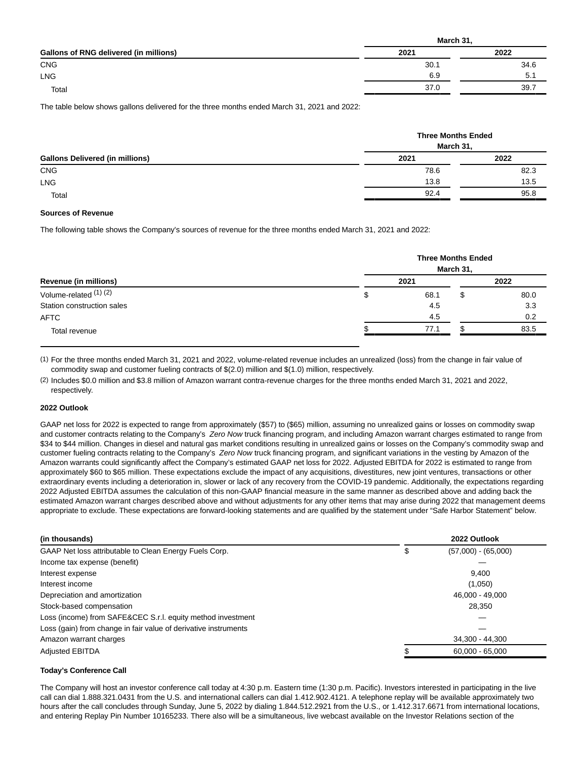| | March 31, | |
|---|---|---|
| **Gallons of RNG delivered (in millions)** | **2021** | **2022** |
| CNG | 30.1 | 34.6 |
| LNG | 6.9 | 5.1 |
| Total | 37.0 | 39.7 |

The table below shows gallons delivered for the three months ended March 31, 2021 and 2022:

| | Three Months Ended March 31, | |
|---|---|---|
| **Gallons Delivered (in millions)** | **2021** | **2022** |
| CNG | 78.6 | 82.3 |
| LNG | 13.8 | 13.5 |
| Total | 92.4 | 95.8 |

**Sources of Revenue**

The following table shows the Company's sources of revenue for the three months ended March 31, 2021 and 2022:

| | Three Months Ended March 31, | |
|---|---|---|
| **Revenue (in millions)** | **2021** | **2022** |
| Volume-related [(1) (2)] | $ 68.1 | $ 80.0 |
| Station construction sales | 4.5 | 3.3 |
| AFTC | 4.5 | 0.2 |
| Total revenue | $ 77.1 | $ 83.5 |

(1) For the three months ended March 31, 2021 and 2022, volume-related revenue includes an unrealized (loss) from the change in fair value of commodity swap and customer fueling contracts of $(2.0) million and $(1.0) million, respectively.

(2) Includes $0.0 million and $3.8 million of Amazon warrant contra-revenue charges for the three months ended March 31, 2021 and 2022, respectively.

**2022 Outlook**

GAAP net loss for 2022 is expected to range from approximately ($57) to ($65) million, assuming no unrealized gains or losses on commodity swap and customer contracts relating to the Company's *Zero Now* truck financing program, and including Amazon warrant charges estimated to range from $34 to $44 million. Changes in diesel and natural gas market conditions resulting in unrealized gains or losses on the Company's commodity swap and customer fueling contracts relating to the Company's *Zero Now* truck financing program, and significant variations in the vesting by Amazon of the Amazon warrants could significantly affect the Company's estimated GAAP net loss for 2022. Adjusted EBITDA for 2022 is estimated to range from approximately $60 to $65 million. These expectations exclude the impact of any acquisitions, divestitures, new joint ventures, transactions or other extraordinary events including a deterioration in, slower or lack of any recovery from the COVID-19 pandemic. Additionally, the expectations regarding 2022 Adjusted EBITDA assumes the calculation of this non-GAAP financial measure in the same manner as described above and adding back the estimated Amazon warrant charges described above and without adjustments for any other items that may arise during 2022 that management deems appropriate to exclude. These expectations are forward-looking statements and are qualified by the statement under "Safe Harbor Statement" below.

| **(in thousands)** | **2022 Outlook** |
|---|---|
| GAAP Net loss attributable to Clean Energy Fuels Corp. | $ (57,000) - (65,000) |
| Income tax expense (benefit) | — |
| Interest expense | 9,400 |
| Interest income | (1,050) |
| Depreciation and amortization | 46,000 - 49,000 |
| Stock-based compensation | 28,350 |
| Loss (income) from SAFE&CEC S.r.l. equity method investment | — |
| Loss (gain) from change in fair value of derivative instruments | — |
| Amazon warrant charges | 34,300 - 44,300 |
| Adjusted EBITDA | $ 60,000 - 65,000 |

**Today's Conference Call**

The Company will host an investor conference call today at 4:30 p.m. Eastern time (1:30 p.m. Pacific). Investors interested in participating in the live call can dial 1.888.321.0431 from the U.S. and international callers can dial 1.412.902.4121. A telephone replay will be available approximately two hours after the call concludes through Sunday, June 5, 2022 by dialing 1.844.512.2921 from the U.S., or 1.412.317.6671 from international locations, and entering Replay Pin Number 10165233. There also will be a simultaneous, live webcast available on the Investor Relations section of the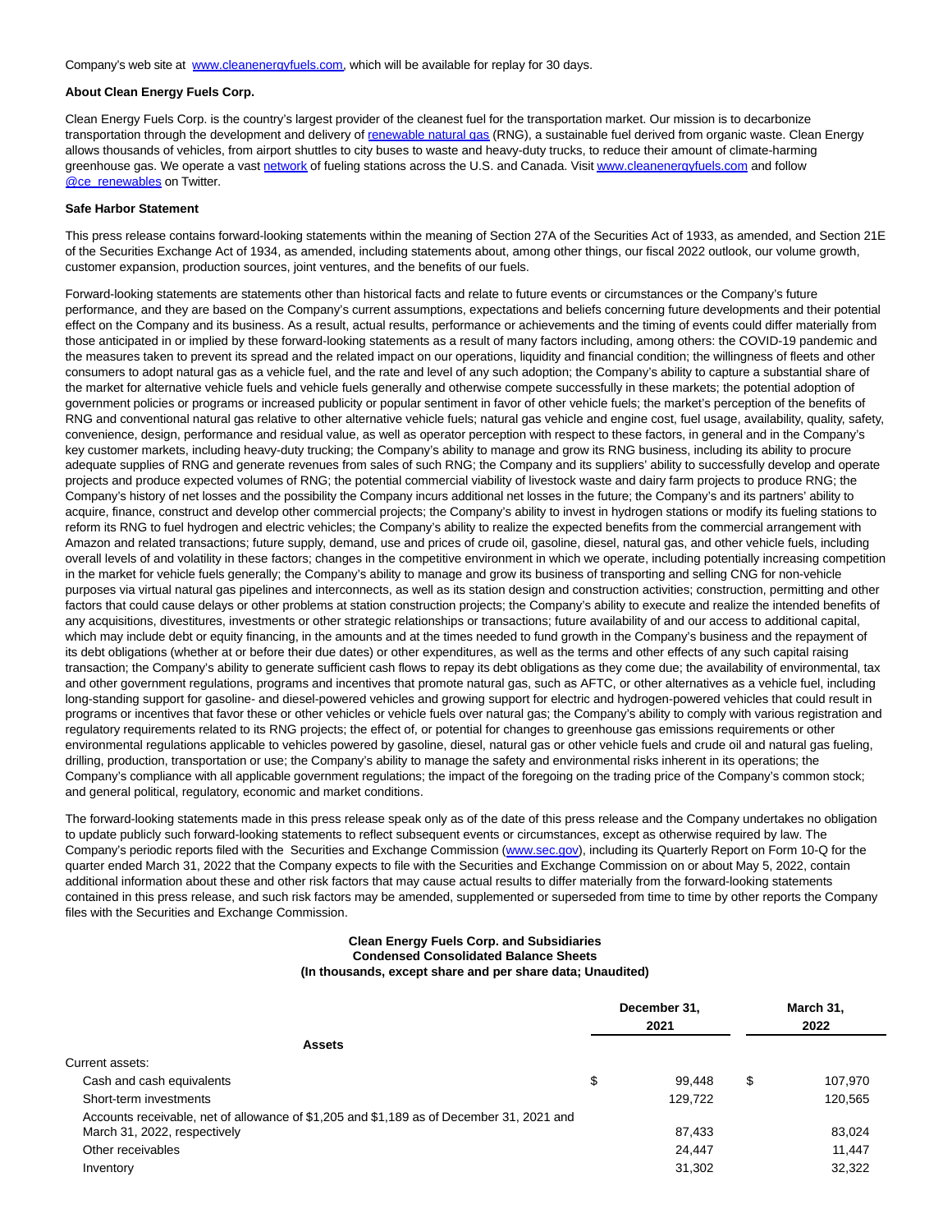Company's web site at www.cleanenergyfuels.com, which will be available for replay for 30 days.

**About Clean Energy Fuels Corp.**

Clean Energy Fuels Corp. is the country's largest provider of the cleanest fuel for the transportation market. Our mission is to decarbonize transportation through the development and delivery of renewable natural gas (RNG), a sustainable fuel derived from organic waste. Clean Energy allows thousands of vehicles, from airport shuttles to city buses to waste and heavy-duty trucks, to reduce their amount of climate-harming greenhouse gas. We operate a vast network of fueling stations across the U.S. and Canada. Visit www.cleanenergyfuels.com and follow @ce_renewables on Twitter.

**Safe Harbor Statement**

This press release contains forward-looking statements within the meaning of Section 27A of the Securities Act of 1933, as amended, and Section 21E of the Securities Exchange Act of 1934, as amended, including statements about, among other things, our fiscal 2022 outlook, our volume growth, customer expansion, production sources, joint ventures, and the benefits of our fuels.

Forward-looking statements are statements other than historical facts and relate to future events or circumstances or the Company's future performance, and they are based on the Company's current assumptions, expectations and beliefs concerning future developments and their potential effect on the Company and its business. As a result, actual results, performance or achievements and the timing of events could differ materially from those anticipated in or implied by these forward-looking statements as a result of many factors including, among others: the COVID-19 pandemic and the measures taken to prevent its spread and the related impact on our operations, liquidity and financial condition; the willingness of fleets and other consumers to adopt natural gas as a vehicle fuel, and the rate and level of any such adoption; the Company's ability to capture a substantial share of the market for alternative vehicle fuels and vehicle fuels generally and otherwise compete successfully in these markets; the potential adoption of government policies or programs or increased publicity or popular sentiment in favor of other vehicle fuels; the market's perception of the benefits of RNG and conventional natural gas relative to other alternative vehicle fuels; natural gas vehicle and engine cost, fuel usage, availability, quality, safety, convenience, design, performance and residual value, as well as operator perception with respect to these factors, in general and in the Company's key customer markets, including heavy-duty trucking; the Company's ability to manage and grow its RNG business, including its ability to procure adequate supplies of RNG and generate revenues from sales of such RNG; the Company and its suppliers' ability to successfully develop and operate projects and produce expected volumes of RNG; the potential commercial viability of livestock waste and dairy farm projects to produce RNG; the Company's history of net losses and the possibility the Company incurs additional net losses in the future; the Company's and its partners' ability to acquire, finance, construct and develop other commercial projects; the Company's ability to invest in hydrogen stations or modify its fueling stations to reform its RNG to fuel hydrogen and electric vehicles; the Company's ability to realize the expected benefits from the commercial arrangement with Amazon and related transactions; future supply, demand, use and prices of crude oil, gasoline, diesel, natural gas, and other vehicle fuels, including overall levels of and volatility in these factors; changes in the competitive environment in which we operate, including potentially increasing competition in the market for vehicle fuels generally; the Company's ability to manage and grow its business of transporting and selling CNG for non-vehicle purposes via virtual natural gas pipelines and interconnects, as well as its station design and construction activities; construction, permitting and other factors that could cause delays or other problems at station construction projects; the Company's ability to execute and realize the intended benefits of any acquisitions, divestitures, investments or other strategic relationships or transactions; future availability of and our access to additional capital, which may include debt or equity financing, in the amounts and at the times needed to fund growth in the Company's business and the repayment of its debt obligations (whether at or before their due dates) or other expenditures, as well as the terms and other effects of any such capital raising transaction; the Company's ability to generate sufficient cash flows to repay its debt obligations as they come due; the availability of environmental, tax and other government regulations, programs and incentives that promote natural gas, such as AFTC, or other alternatives as a vehicle fuel, including long-standing support for gasoline- and diesel-powered vehicles and growing support for electric and hydrogen-powered vehicles that could result in programs or incentives that favor these or other vehicles or vehicle fuels over natural gas; the Company's ability to comply with various registration and regulatory requirements related to its RNG projects; the effect of, or potential for changes to greenhouse gas emissions requirements or other environmental regulations applicable to vehicles powered by gasoline, diesel, natural gas or other vehicle fuels and crude oil and natural gas fueling, drilling, production, transportation or use; the Company's ability to manage the safety and environmental risks inherent in its operations; the Company's compliance with all applicable government regulations; the impact of the foregoing on the trading price of the Company's common stock; and general political, regulatory, economic and market conditions.

The forward-looking statements made in this press release speak only as of the date of this press release and the Company undertakes no obligation to update publicly such forward-looking statements to reflect subsequent events or circumstances, except as otherwise required by law. The Company's periodic reports filed with the Securities and Exchange Commission (www.sec.gov), including its Quarterly Report on Form 10-Q for the quarter ended March 31, 2022 that the Company expects to file with the Securities and Exchange Commission on or about May 5, 2022, contain additional information about these and other risk factors that may cause actual results to differ materially from the forward-looking statements contained in this press release, and such risk factors may be amended, supplemented or superseded from time to time by other reports the Company files with the Securities and Exchange Commission.

**Clean Energy Fuels Corp. and Subsidiaries**
**Condensed Consolidated Balance Sheets**
**(In thousands, except share and per share data; Unaudited)**

| | December 31, 2021 | March 31, 2022 |
|---|---|---|
| **Assets** | | |
| Current assets: | | |
| Cash and cash equivalents | $ 99,448 | $ 107,970 |
| Short-term investments | 129,722 | 120,565 |
| Accounts receivable, net of allowance of $1,205 and $1,189 as of December 31, 2021 and March 31, 2022, respectively | 87,433 | 83,024 |
| Other receivables | 24,447 | 11,447 |
| Inventory | 31,302 | 32,322 |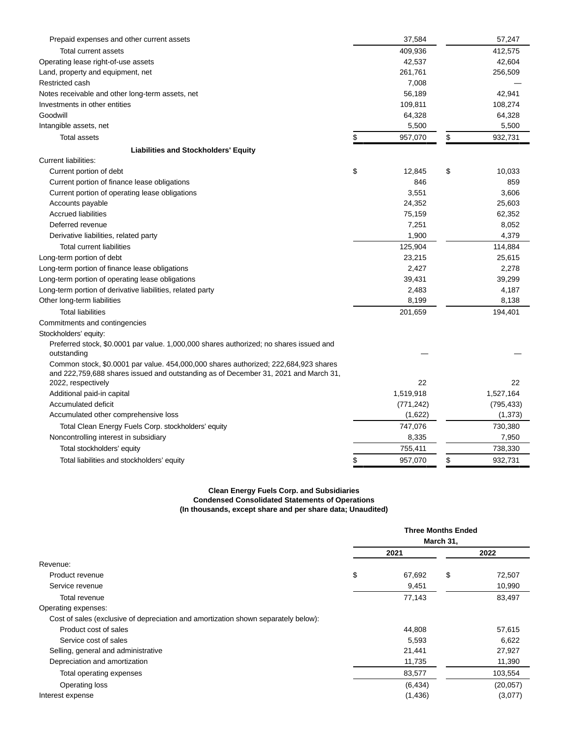| | | |
|---|---|---|
| Prepaid expenses and other current assets | 37,584 | 57,247 |
| Total current assets | 409,936 | 412,575 |
| Operating lease right-of-use assets | 42,537 | 42,604 |
| Land, property and equipment, net | 261,761 | 256,509 |
| Restricted cash | 7,008 | — |
| Notes receivable and other long-term assets, net | 56,189 | 42,941 |
| Investments in other entities | 109,811 | 108,274 |
| Goodwill | 64,328 | 64,328 |
| Intangible assets, net | 5,500 | 5,500 |
| Total assets | $ 957,070 | $ 932,731 |
| **Liabilities and Stockholders' Equity** | | |
| Current liabilities: | | |
| Current portion of debt | $ 12,845 | $ 10,033 |
| Current portion of finance lease obligations | 846 | 859 |
| Current portion of operating lease obligations | 3,551 | 3,606 |
| Accounts payable | 24,352 | 25,603 |
| Accrued liabilities | 75,159 | 62,352 |
| Deferred revenue | 7,251 | 8,052 |
| Derivative liabilities, related party | 1,900 | 4,379 |
| Total current liabilities | 125,904 | 114,884 |
| Long-term portion of debt | 23,215 | 25,615 |
| Long-term portion of finance lease obligations | 2,427 | 2,278 |
| Long-term portion of operating lease obligations | 39,431 | 39,299 |
| Long-term portion of derivative liabilities, related party | 2,483 | 4,187 |
| Other long-term liabilities | 8,199 | 8,138 |
| Total liabilities | 201,659 | 194,401 |
| Commitments and contingencies | | |
| Stockholders' equity: | | |
| Preferred stock, $0.0001 par value. 1,000,000 shares authorized; no shares issued and outstanding | — | — |
| Common stock, $0.0001 par value. 454,000,000 shares authorized; 222,684,923 shares and 222,759,688 shares issued and outstanding as of December 31, 2021 and March 31, 2022, respectively | 22 | 22 |
| Additional paid-in capital | 1,519,918 | 1,527,164 |
| Accumulated deficit | (771,242) | (795,433) |
| Accumulated other comprehensive loss | (1,622) | (1,373) |
| Total Clean Energy Fuels Corp. stockholders' equity | 747,076 | 730,380 |
| Noncontrolling interest in subsidiary | 8,335 | 7,950 |
| Total stockholders' equity | 755,411 | 738,330 |
| Total liabilities and stockholders' equity | $ 957,070 | $ 932,731 |

**Clean Energy Fuels Corp. and Subsidiaries**
**Condensed Consolidated Statements of Operations**
**(In thousands, except share and per share data; Unaudited)**

| | Three Months Ended March 31, | |
|---|---|---|
| | 2021 | 2022 |
| Revenue: | | |
| Product revenue | $ 67,692 | $ 72,507 |
| Service revenue | 9,451 | 10,990 |
| Total revenue | 77,143 | 83,497 |
| Operating expenses: | | |
| Cost of sales (exclusive of depreciation and amortization shown separately below): | | |
| Product cost of sales | 44,808 | 57,615 |
| Service cost of sales | 5,593 | 6,622 |
| Selling, general and administrative | 21,441 | 27,927 |
| Depreciation and amortization | 11,735 | 11,390 |
| Total operating expenses | 83,577 | 103,554 |
| Operating loss | (6,434) | (20,057) |
| Interest expense | (1,436) | (3,077) |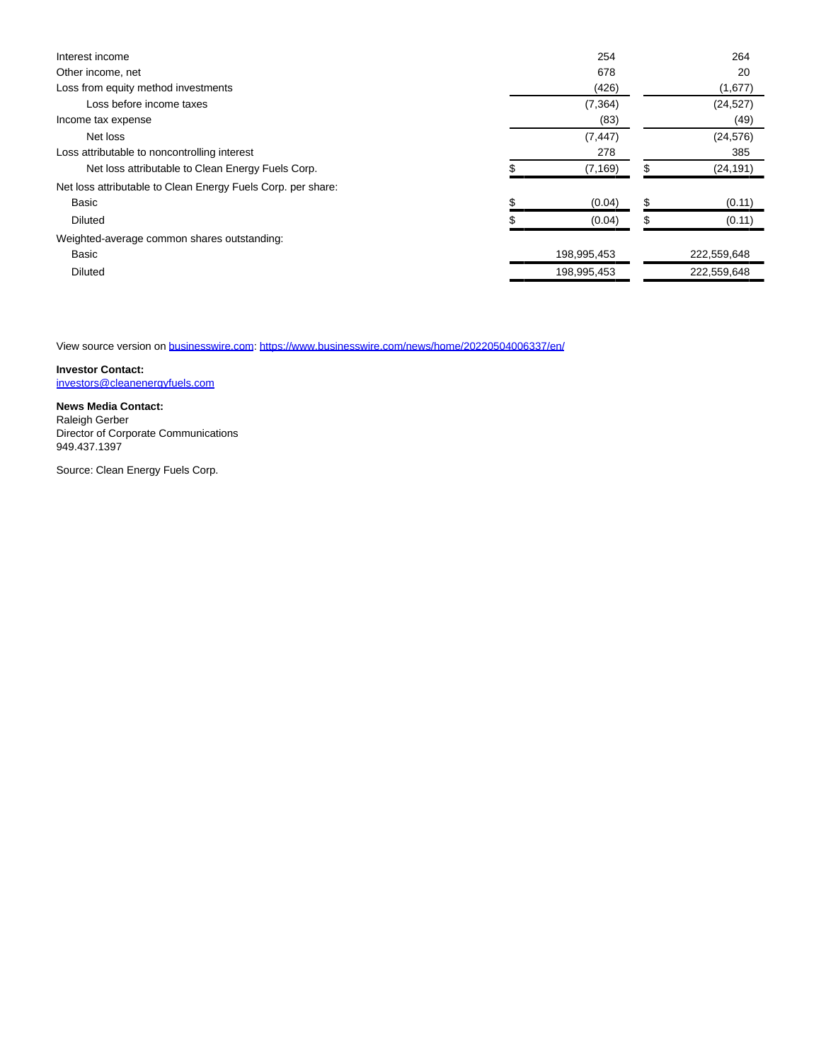| | | |
|---|---|---|
| Interest income | 254 | 264 |
| Other income, net | 678 | 20 |
| Loss from equity method investments | (426) | (1,677) |
| Loss before income taxes | (7,364) | (24,527) |
| Income tax expense | (83) | (49) |
| Net loss | (7,447) | (24,576) |
| Loss attributable to noncontrolling interest | 278 | 385 |
| Net loss attributable to Clean Energy Fuels Corp. | $ (7,169) | $ (24,191) |
| Net loss attributable to Clean Energy Fuels Corp. per share: | | |
| Basic | $ (0.04) | $ (0.11) |
| Diluted | $ (0.04) | $ (0.11) |
| Weighted-average common shares outstanding: | | |
| Basic | 198,995,453 | 222,559,648 |
| Diluted | 198,995,453 | 222,559,648 |

View source version on businesswire.com: https://www.businesswire.com/news/home/20220504006337/en/

**Investor Contact:**
investors@cleanenergyfuels.com

**News Media Contact:**
Raleigh Gerber
Director of Corporate Communications
949.437.1397

Source: Clean Energy Fuels Corp.